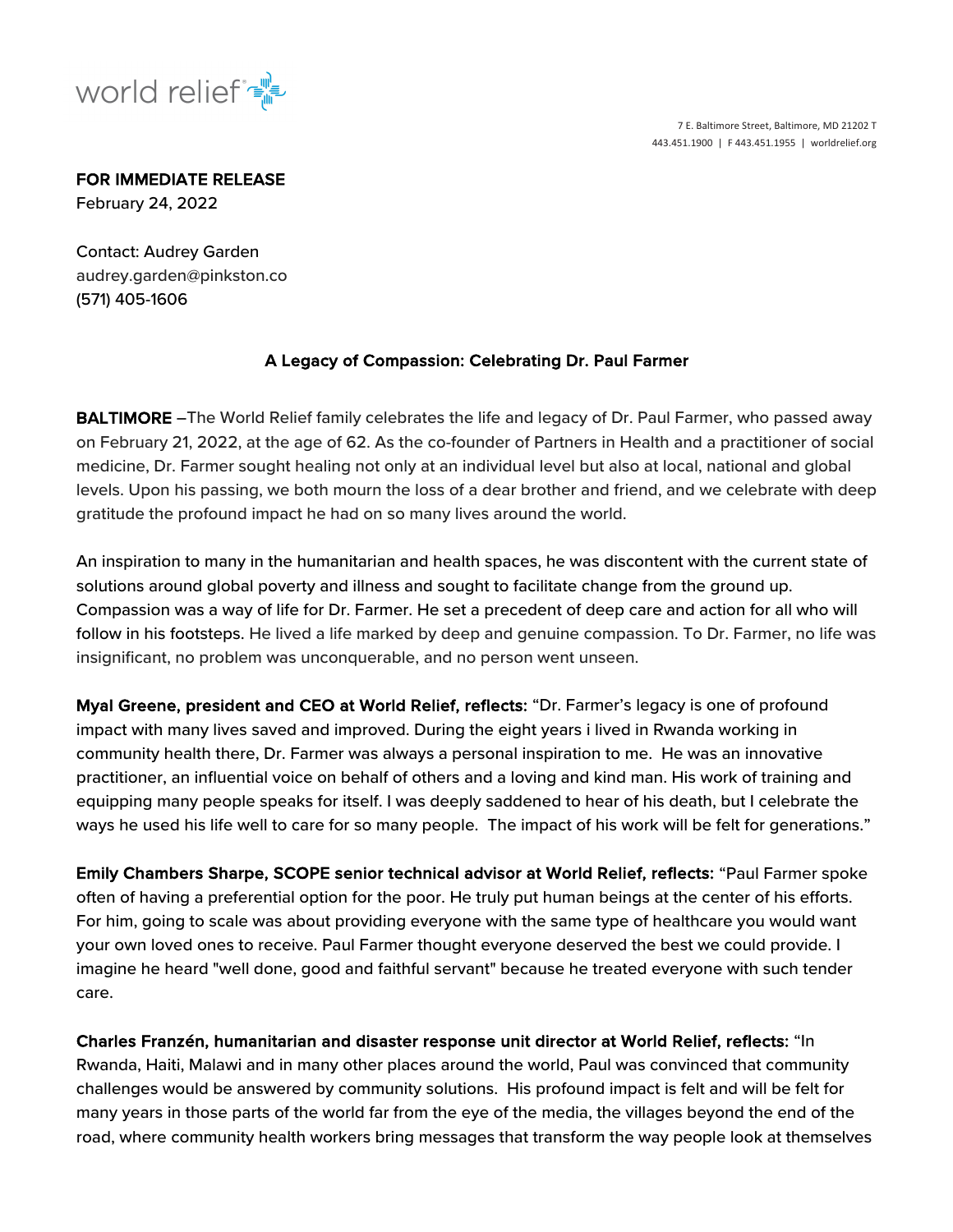world relief

7 E. Baltimore Street, Baltimore, MD 21202 T
443.451.1900 | F 443.451.1955 | worldrelief.org

**FOR IMMEDIATE RELEASE**
February 24, 2022

Contact: Audrey Garden
audrey.garden@pinkston.co
(571) 405-1606

## A Legacy of Compassion: Celebrating Dr. Paul Farmer

**BALTIMORE** –The World Relief family celebrates the life and legacy of Dr. Paul Farmer, who passed away on February 21, 2022, at the age of 62. As the co-founder of Partners in Health and a practitioner of social medicine, Dr. Farmer sought healing not only at an individual level but also at local, national and global levels. Upon his passing, we both mourn the loss of a dear brother and friend, and we celebrate with deep gratitude the profound impact he had on so many lives around the world.

An inspiration to many in the humanitarian and health spaces, he was discontent with the current state of solutions around global poverty and illness and sought to facilitate change from the ground up. Compassion was a way of life for Dr. Farmer. He set a precedent of deep care and action for all who will follow in his footsteps. He lived a life marked by deep and genuine compassion. To Dr. Farmer, no life was insignificant, no problem was unconquerable, and no person went unseen.

**Myal Greene, president and CEO at World Relief, reflects:** "Dr. Farmer's legacy is one of profound impact with many lives saved and improved. During the eight years i lived in Rwanda working in community health there, Dr. Farmer was always a personal inspiration to me. He was an innovative practitioner, an influential voice on behalf of others and a loving and kind man. His work of training and equipping many people speaks for itself. I was deeply saddened to hear of his death, but I celebrate the ways he used his life well to care for so many people. The impact of his work will be felt for generations."

**Emily Chambers Sharpe, SCOPE senior technical advisor at World Relief, reflects:** "Paul Farmer spoke often of having a preferential option for the poor. He truly put human beings at the center of his efforts. For him, going to scale was about providing everyone with the same type of healthcare you would want your own loved ones to receive. Paul Farmer thought everyone deserved the best we could provide. I imagine he heard "well done, good and faithful servant" because he treated everyone with such tender care.

**Charles Franzén, humanitarian and disaster response unit director at World Relief, reflects:** "In Rwanda, Haiti, Malawi and in many other places around the world, Paul was convinced that community challenges would be answered by community solutions. His profound impact is felt and will be felt for many years in those parts of the world far from the eye of the media, the villages beyond the end of the road, where community health workers bring messages that transform the way people look at themselves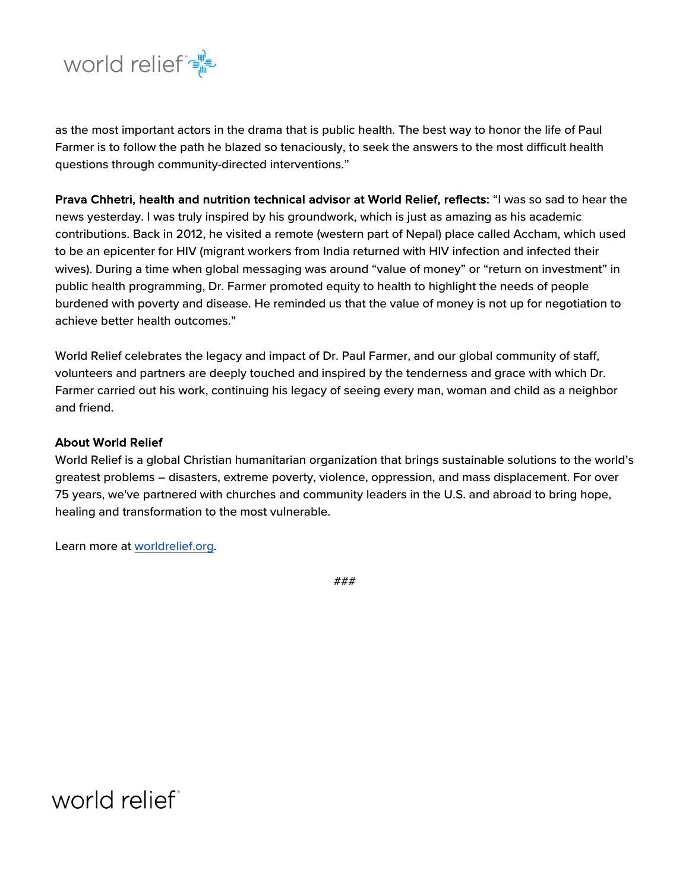as the most important actors in the drama that is public health. The best way to honor the life of Paul Farmer is to follow the path he blazed so tenaciously, to seek the answers to the most difficult health questions through community-directed interventions."

**Prava Chhetri, health and nutrition technical advisor at World Relief, reflects:** "I was so sad to hear the news yesterday. I was truly inspired by his groundwork, which is just as amazing as his academic contributions. Back in 2012, he visited a remote (western part of Nepal) place called Accham, which used to be an epicenter for HIV (migrant workers from India returned with HIV infection and infected their wives). During a time when global messaging was around "value of money" or "return on investment" in public health programming, Dr. Farmer promoted equity to health to highlight the needs of people burdened with poverty and disease. He reminded us that the value of money is not up for negotiation to achieve better health outcomes."

World Relief celebrates the legacy and impact of Dr. Paul Farmer, and our global community of staff, volunteers and partners are deeply touched and inspired by the tenderness and grace with which Dr. Farmer carried out his work, continuing his legacy of seeing every man, woman and child as a neighbor and friend.

**About World Relief**

World Relief is a global Christian humanitarian organization that brings sustainable solutions to the world's greatest problems – disasters, extreme poverty, violence, oppression, and mass displacement. For over 75 years, we've partnered with churches and community leaders in the U.S. and abroad to bring hope, healing and transformation to the most vulnerable.

Learn more at [worldrelief.org](https://worldrelief.org).

###